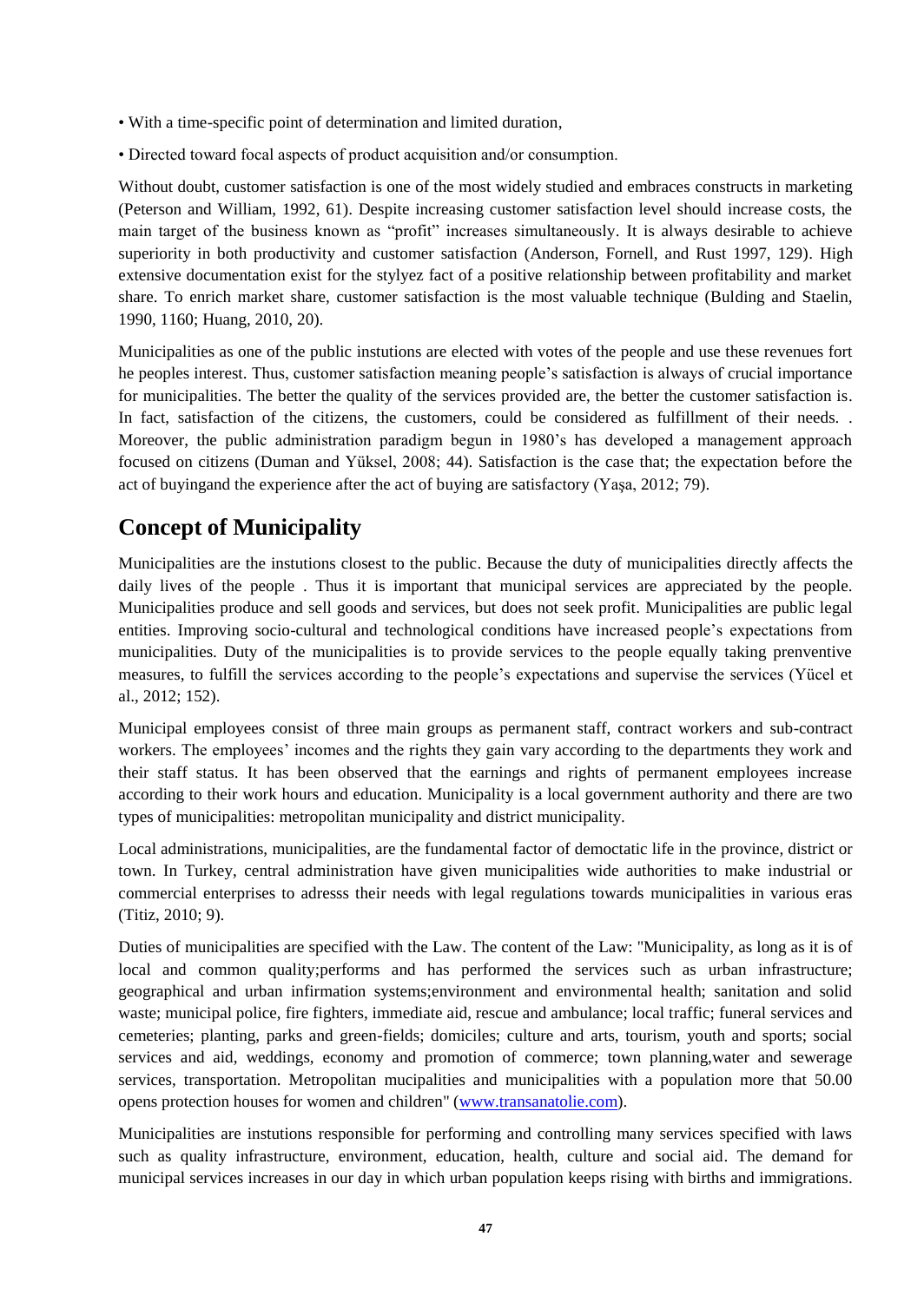• With a time-specific point of determination and limited duration,

• Directed toward focal aspects of product acquisition and/or consumption.

Without doubt, customer satisfaction is one of the most widely studied and embraces constructs in marketing (Peterson and William, 1992, 61). Despite increasing customer satisfaction level should increase costs, the main target of the business known as "profit" increases simultaneously. It is always desirable to achieve superiority in both productivity and customer satisfaction (Anderson, Fornell, and Rust 1997, 129). High extensive documentation exist for the stylyez fact of a positive relationship between profitability and market share. To enrich market share, customer satisfaction is the most valuable technique (Bulding and Staelin, 1990, 1160; Huang, 2010, 20).

Municipalities as one of the public instutions are elected with votes of the people and use these revenues fort he peoples interest. Thus, customer satisfaction meaning people's satisfaction is always of crucial importance for municipalities. The better the quality of the services provided are, the better the customer satisfaction is. In fact, satisfaction of the citizens, the customers, could be considered as fulfillment of their needs. . Moreover, the public administration paradigm begun in 1980's has developed a management approach focused on citizens (Duman and Yüksel, 2008; 44). Satisfaction is the case that; the expectation before the act of buyingand the experience after the act of buying are satisfactory (Yaşa, 2012; 79).

## Concept of Municipality

Municipalities are the instutions closest to the public. Because the duty of municipalities directly affects the daily lives of the people . Thus it is important that municipal services are appreciated by the people. Municipalities produce and sell goods and services, but does not seek profit. Municipalities are public legal entities. Improving socio-cultural and technological conditions have increased people's expectations from municipalities. Duty of the municipalities is to provide services to the people equally taking prenventive measures, to fulfill the services according to the people's expectations and supervise the services (Yücel et al., 2012; 152).

Municipal employees consist of three main groups as permanent staff, contract workers and sub-contract workers. The employees' incomes and the rights they gain vary according to the departments they work and their staff status. It has been observed that the earnings and rights of permanent employees increase according to their work hours and education. Municipality is a local government authority and there are two types of municipalities: metropolitan municipality and district municipality.

Local administrations, municipalities, are the fundamental factor of democtatic life in the province, district or town. In Turkey, central administration have given municipalities wide authorities to make industrial or commercial enterprises to adresss their needs with legal regulations towards municipalities in various eras (Titiz, 2010; 9).

Duties of municipalities are specified with the Law. The content of the Law: "Municipality, as long as it is of local and common quality;performs and has performed the services such as urban infrastructure; geographical and urban infirmation systems;environment and environmental health; sanitation and solid waste; municipal police, fire fighters, immediate aid, rescue and ambulance; local traffic; funeral services and cemeteries; planting, parks and green-fields; domiciles; culture and arts, tourism, youth and sports; social services and aid, weddings, economy and promotion of commerce; town planning,water and sewerage services, transportation. Metropolitan mucipalities and municipalities with a population more that 50.00 opens protection houses for women and children" (www.transanatolie.com).

Municipalities are instutions responsible for performing and controlling many services specified with laws such as quality infrastructure, environment, education, health, culture and social aid. The demand for municipal services increases in our day in which urban population keeps rising with births and immigrations.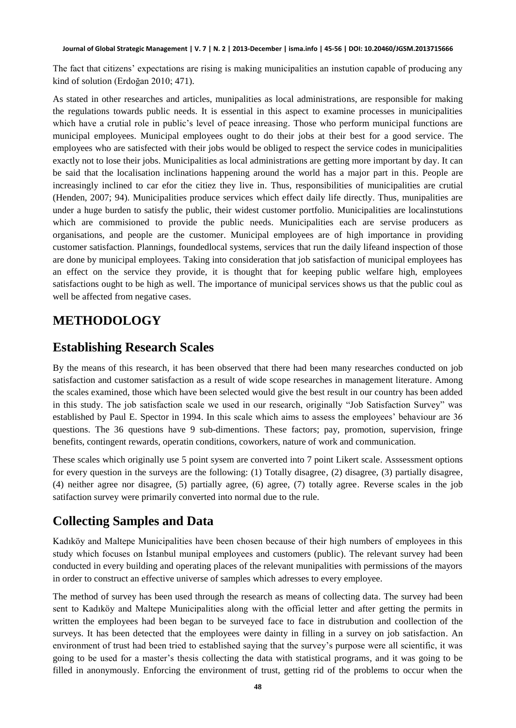The fact that citizens' expectations are rising is making municipalities an instution capable of producing any kind of solution (Erdoğan 2010; 471).

As stated in other researches and articles, munipalities as local administrations, are responsible for making the regulations towards public needs. It is essential in this aspect to examine processes in municipalities which have a crutial role in public's level of peace inreasing. Those who perform municipal functions are municipal employees. Municipal employees ought to do their jobs at their best for a good service. The employees who are satisfected with their jobs would be obliged to respect the service codes in municipalities exactly not to lose their jobs. Municipalities as local administrations are getting more important by day. It can be said that the localisation inclinations happening around the world has a major part in this. People are increasingly inclined to car efor the citiez they live in. Thus, responsibilities of municipalities are crutial (Henden, 2007; 94). Municipalities produce services which effect daily life directly. Thus, munipalities are under a huge burden to satisfy the public, their widest customer portfolio. Municipalities are localinstutions which are commisioned to provide the public needs. Municipalities each are servise producers as organisations, and people are the customer. Municipal employees are of high importance in providing customer satisfaction. Plannings, foundedlocal systems, services that run the daily lifeand inspection of those are done by municipal employees. Taking into consideration that job satisfaction of municipal employees has an effect on the service they provide, it is thought that for keeping public welfare high, employees satisfactions ought to be high as well. The importance of municipal services shows us that the public coul as well be affected from negative cases.

# METHODOLOGY

## Establishing Research Scales

By the means of this research, it has been observed that there had been many researches conducted on job satisfaction and customer satisfaction as a result of wide scope researches in management literature. Among the scales examined, those which have been selected would give the best result in our country has been added in this study. The job satisfaction scale we used in our research, originally "Job Satisfaction Survey" was established by Paul E. Spector in 1994. In this scale which aims to assess the employees' behaviour are 36 questions. The 36 questions have 9 sub-dimentions. These factors; pay, promotion, supervision, fringe benefits, contingent rewards, operatin conditions, coworkers, nature of work and communication.

These scales which originally use 5 point sysem are converted into 7 point Likert scale. Asssessment options for every question in the surveys are the following: (1) Totally disagree, (2) disagree, (3) partially disagree, (4) neither agree nor disagree, (5) partially agree, (6) agree, (7) totally agree. Reverse scales in the job satifaction survey were primarily converted into normal due to the rule.

## Collecting Samples and Data

Kadıköy and Maltepe Municipalities have been chosen because of their high numbers of employees in this study which focuses on İstanbul munipal employees and customers (public). The relevant survey had been conducted in every building and operating places of the relevant munipalities with permissions of the mayors in order to construct an effective universe of samples which adresses to every employee.

The method of survey has been used through the research as means of collecting data. The survey had been sent to Kadıköy and Maltepe Municipalities along with the official letter and after getting the permits in written the employees had been began to be surveyed face to face in distrubution and coollection of the surveys. It has been detected that the employees were dainty in filling in a survey on job satisfaction. An environment of trust had been tried to established saying that the survey's purpose were all scientific, it was going to be used for a master's thesis collecting the data with statistical programs, and it was going to be filled in anonymously. Enforcing the environment of trust, getting rid of the problems to occur when the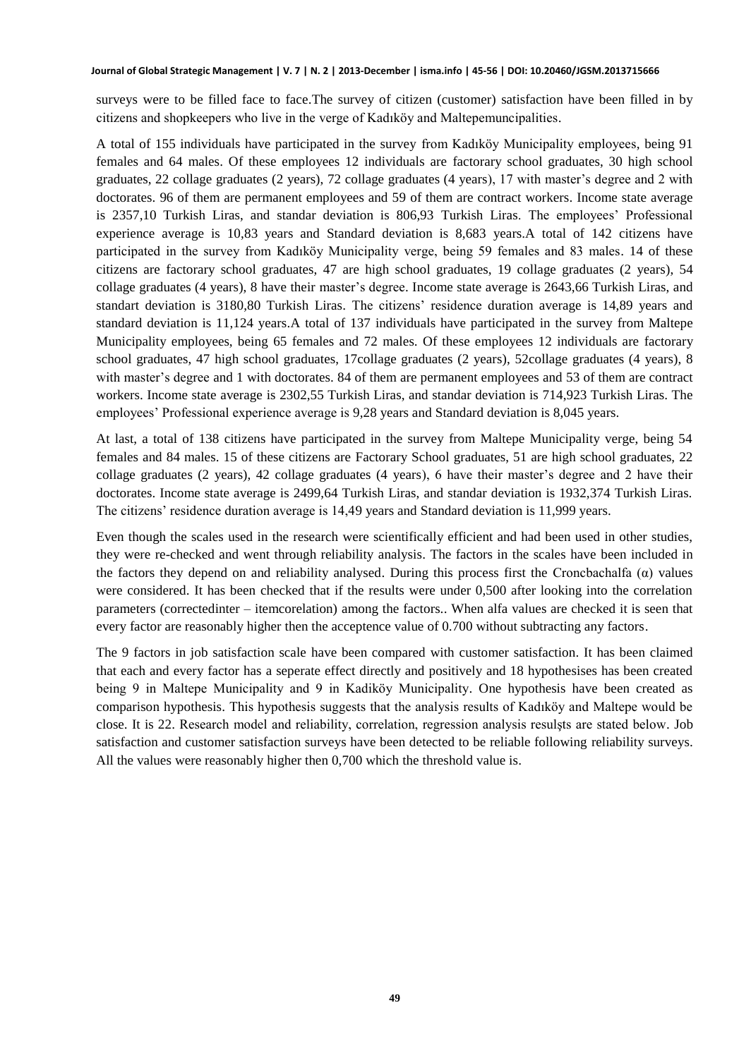surveys were to be filled face to face.The survey of citizen (customer) satisfaction have been filled in by citizens and shopkeepers who live in the verge of Kadıköy and Maltepemuncipalities.

A total of 155 individuals have participated in the survey from Kadıköy Municipality employees, being 91 females and 64 males. Of these employees 12 individuals are factorary school graduates, 30 high school graduates, 22 collage graduates (2 years), 72 collage graduates (4 years), 17 with master's degree and 2 with doctorates. 96 of them are permanent employees and 59 of them are contract workers. Income state average is 2357,10 Turkish Liras, and standar deviation is 806,93 Turkish Liras. The employees' Professional experience average is 10,83 years and Standard deviation is 8,683 years.A total of 142 citizens have participated in the survey from Kadıköy Municipality verge, being 59 females and 83 males. 14 of these citizens are factorary school graduates, 47 are high school graduates, 19 collage graduates (2 years), 54 collage graduates (4 years), 8 have their master's degree. Income state average is 2643,66 Turkish Liras, and standart deviation is 3180,80 Turkish Liras. The citizens' residence duration average is 14,89 years and standard deviation is 11,124 years.A total of 137 individuals have participated in the survey from Maltepe Municipality employees, being 65 females and 72 males. Of these employees 12 individuals are factorary school graduates, 47 high school graduates, 17collage graduates (2 years), 52collage graduates (4 years), 8 with master's degree and 1 with doctorates. 84 of them are permanent employees and 53 of them are contract workers. Income state average is 2302,55 Turkish Liras, and standar deviation is 714,923 Turkish Liras. The employees' Professional experience average is 9,28 years and Standard deviation is 8,045 years.

At last, a total of 138 citizens have participated in the survey from Maltepe Municipality verge, being 54 females and 84 males. 15 of these citizens are Factorary School graduates, 51 are high school graduates, 22 collage graduates (2 years), 42 collage graduates (4 years), 6 have their master's degree and 2 have their doctorates. Income state average is 2499,64 Turkish Liras, and standar deviation is 1932,374 Turkish Liras. The citizens' residence duration average is 14,49 years and Standard deviation is 11,999 years.

Even though the scales used in the research were scientifically efficient and had been used in other studies, they were re-checked and went through reliability analysis. The factors in the scales have been included in the factors they depend on and reliability analysed. During this process first the Croncbachalfa (α) values were considered. It has been checked that if the results were under 0,500 after looking into the correlation parameters (correctedinter – itemcorelation) among the factors.. When alfa values are checked it is seen that every factor are reasonably higher then the acceptence value of 0.700 without subtracting any factors.

The 9 factors in job satisfaction scale have been compared with customer satisfaction. It has been claimed that each and every factor has a seperate effect directly and positively and 18 hypothesises has been created being 9 in Maltepe Municipality and 9 in Kadiköy Municipality. One hypothesis have been created as comparison hypothesis. This hypothesis suggests that the analysis results of Kadıköy and Maltepe would be close. It is 22. Research model and reliability, correlation, regression analysis resulşts are stated below. Job satisfaction and customer satisfaction surveys have been detected to be reliable following reliability surveys. All the values were reasonably higher then 0,700 which the threshold value is.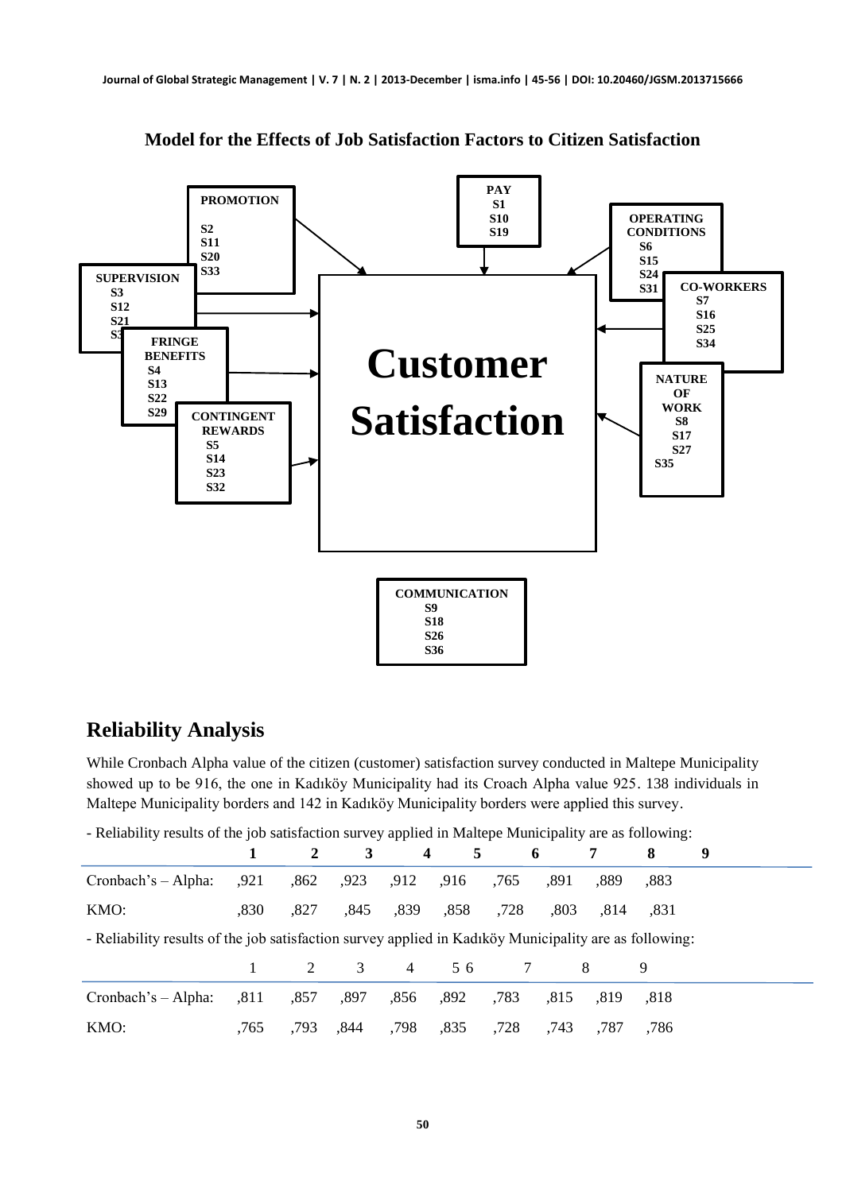**Model for the Effects of Job Satisfaction Factors to Citizen Satisfaction**

**PROMOTION**: S2, S11, S20, S33

**PAY**: S1, S10, S19

**OPERATING CONDITIONS**: S6, S15, S24, S31

**SUPERVISION**: S3, S12, S21, S3

**CO-WORKERS**: S7, S16, S25, S34

**FRINGE BENEFITS**: S4, S13, S22, S29

**NATURE OF WORK**: S8, S17, S27, S35

**CONTINGENT REWARDS**: S5, S14, S23, S32

**Customer Satisfaction**

**COMMUNICATION**: S9, S18, S26, S36

## Reliability Analysis

While Cronbach Alpha value of the citizen (customer) satisfaction survey conducted in Maltepe Municipality showed up to be 916, the one in Kadıköy Municipality had its Croach Alpha value 925. 138 individuals in Maltepe Municipality borders and 142 in Kadıköy Municipality borders were applied this survey.

- Reliability results of the job satisfaction survey applied in Maltepe Municipality are as following:

| | 1 | 2 | 3 | 4 | 5 | 6 | 7 | 8 | 9 |
|---|---|---|---|---|---|---|---|---|---|
| Cronbach's – Alpha: | ,921 | ,862 | ,923 | ,912 | ,916 | ,765 | ,891 | ,889 | ,883 |
| KMO: | ,830 | ,827 | ,845 | ,839 | ,858 | ,728 | ,803 | ,814 | ,831 |

- Reliability results of the job satisfaction survey applied in Kadıköy Municipality are as following:

| | 1 | 2 | 3 | 4 | 5 | 6 | 7 | 8 | 9 |
|---|---|---|---|---|---|---|---|---|---|
| Cronbach's – Alpha: | ,811 | ,857 | ,897 | ,856 | ,892 | ,783 | ,815 | ,819 | ,818 |
| KMO: | ,765 | ,793 | ,844 | ,798 | ,835 | ,728 | ,743 | ,787 | ,786 |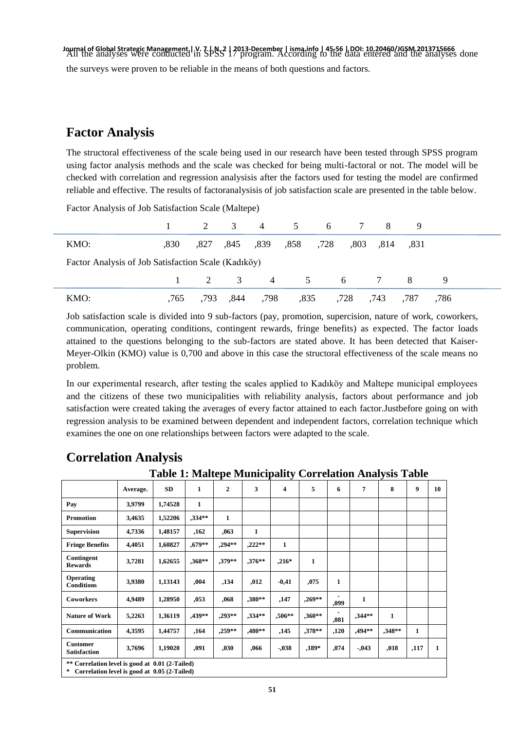All the analyses were conducted in SPSS 17 program. According to the data entered and the analyses done the surveys were proven to be reliable in the means of both questions and factors.

## Factor Analysis

The structoral effectiveness of the scale being used in our research have been tested through SPSS program using factor analysis methods and the scale was checked for being multi-factoral or not. The model will be checked with correlation and regression analysisis after the factors used for testing the model are confirmed reliable and effective. The results of factoranalysisis of job satisfaction scale are presented in the table below.

Factor Analysis of Job Satisfaction Scale (Maltepe)

| | 1 | 2 | 3 | 4 | 5 | 6 | 7 | 8 | 9 |
|---|---|---|---|---|---|---|---|---|---|
| KMO: | ,830 | ,827 | ,845 | ,839 | ,858 | ,728 | ,803 | ,814 | ,831 |

Factor Analysis of Job Satisfaction Scale (Kadıköy)

| | 1 | 2 | 3 | 4 | 5 | 6 | 7 | 8 | 9 |
|---|---|---|---|---|---|---|---|---|---|
| KMO: | ,765 | ,793 | ,844 | ,798 | ,835 | ,728 | ,743 | ,787 | ,786 |

Job satisfaction scale is divided into 9 sub-factors (pay, promotion, supercision, nature of work, coworkers, communication, operating conditions, contingent rewards, fringe benefits) as expected. The factor loads attained to the questions belonging to the sub-factors are stated above. It has been detected that Kaiser-Meyer-Olkin (KMO) value is 0,700 and above in this case the structoral effectiveness of the scale means no problem.

In our experimental research, after testing the scales applied to Kadıköy and Maltepe municipal employees and the citizens of these two municipalities with reliability analysis, factors about performance and job satisfaction were created taking the averages of every factor attained to each factor.Justbefore going on with regression analysis to be examined between dependent and independent factors, correlation technique which examines the one on one relationships between factors were adapted to the scale.

## Correlation Analysis

**Table 1: Maltepe Municipality Correlation Analysis Table**

| | Average. | SD | 1 | 2 | 3 | 4 | 5 | 6 | 7 | 8 | 9 | 10 |
|---|---|---|---|---|---|---|---|---|---|---|---|---|
| **Pay** | 3,9799 | 1,74528 | 1 | | | | | | | | | |
| **Promotion** | 3,4635 | 1,52206 | ,334** | 1 | | | | | | | | |
| **Supervision** | 4,7336 | 1,48157 | ,162 | ,063 | 1 | | | | | | | |
| **Fringe Benefits** | 4,4051 | 1,60827 | ,679** | ,294** | ,222** | 1 | | | | | | |
| **Contingent Rewards** | 3,7281 | 1,62655 | ,368** | ,379** | ,376** | ,216* | 1 | | | | | |
| **Operating Conditions** | 3,9380 | 1,13143 | ,004 | ,134 | ,012 | -0,41 | ,075 | 1 | | | | |
| **Coworkers** | 4,9489 | 1,28950 | ,053 | ,068 | ,380** | ,147 | ,269** | -,099 | 1 | | | |
| **Nature of Work** | 5,2263 | 1,36119 | ,439** | ,293** | ,334** | ,506** | ,360** | -,081 | ,344** | 1 | | |
| **Communication** | 4,3595 | 1,44757 | ,164 | ,259** | ,480** | ,145 | ,378** | ,120 | ,494** | ,348** | 1 | |
| **Customer Satisfaction** | 3,7696 | 1,19020 | ,091 | ,030 | ,066 | -,038 | ,189* | ,074 | -,043 | ,018 | ,117 | 1 |

** Correlation level is good at 0.01 (2-Tailed)
* Correlation level is good at 0.05 (2-Tailed)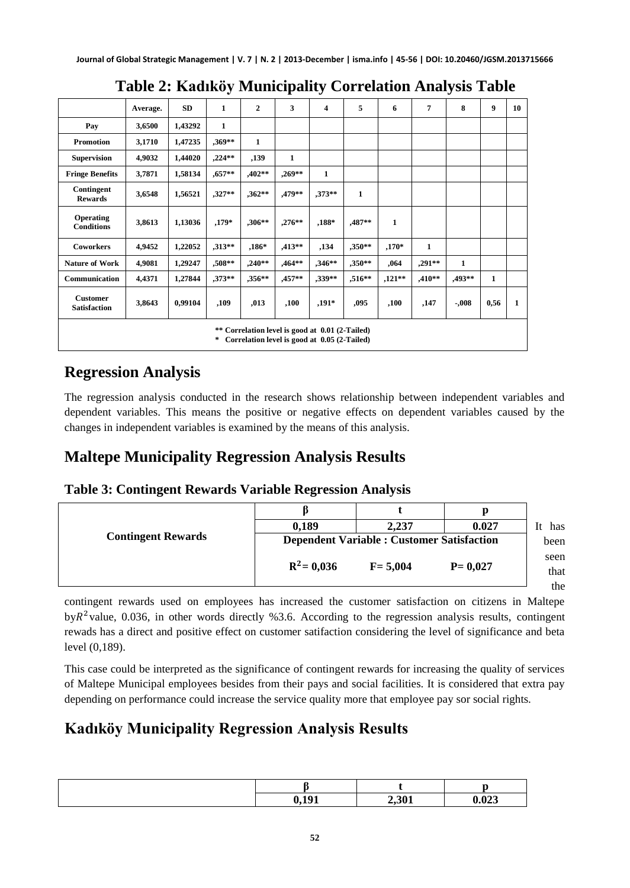## Table 2: Kadıköy Municipality Correlation Analysis Table

| | Average. | SD | 1 | 2 | 3 | 4 | 5 | 6 | 7 | 8 | 9 | 10 |
|---|---|---|---|---|---|---|---|---|---|---|---|---|
| Pay | 3,6500 | 1,43292 | 1 | | | | | | | | | |
| Promotion | 3,1710 | 1,47235 | ,369** | 1 | | | | | | | | |
| Supervision | 4,9032 | 1,44020 | ,224** | ,139 | 1 | | | | | | | |
| Fringe Benefits | 3,7871 | 1,58134 | ,657** | ,402** | ,269** | 1 | | | | | | |
| Contingent Rewards | 3,6548 | 1,56521 | ,327** | ,362** | ,479** | ,373** | 1 | | | | | |
| Operating Conditions | 3,8613 | 1,13036 | ,179* | ,306** | ,276** | ,188* | ,487** | 1 | | | | |
| Coworkers | 4,9452 | 1,22052 | ,313** | ,186* | ,413** | ,134 | ,350** | ,170* | 1 | | | |
| Nature of Work | 4,9081 | 1,29247 | ,508** | ,240** | ,464** | ,346** | ,350** | ,064 | ,291** | 1 | | |
| Communication | 4,4371 | 1,27844 | ,373** | ,356** | ,457** | ,339** | ,516** | ,121** | ,410** | ,493** | 1 | |
| Customer Satisfaction | 3,8643 | 0,99104 | ,109 | ,013 | ,100 | ,191* | ,095 | ,100 | ,147 | -,008 | 0,56 | 1 |

** Correlation level is good at 0.01 (2-Tailed)
* Correlation level is good at 0.05 (2-Tailed)

## Regression Analysis

The regression analysis conducted in the research shows relationship between independent variables and dependent variables. This means the positive or negative effects on dependent variables caused by the changes in independent variables is examined by the means of this analysis.

## Maltepe Municipality Regression Analysis Results

### Table 3: Contingent Rewards Variable Regression Analysis

| | β | t | p |
|---|---|---|---|
| Contingent Rewards | 0,189 | 2,237 | 0.027 |
| | Dependent Variable : Customer Satisfaction | | |
| | $R^2$= 0,036 | F= 5,004 | P= 0,027 |

It has been seen that the contingent rewards used on employees has increased the customer satisfaction on citizens in Maltepe by $R^2$ value, 0.036, in other words directly %3.6. According to the regression analysis results, contingent rewads has a direct and positive effect on customer satifaction considering the level of significance and beta level (0,189).

This case could be interpreted as the significance of contingent rewards for increasing the quality of services of Maltepe Municipal employees besides from their pays and social facilities. It is considered that extra pay depending on performance could increase the service quality more that employee pay sor social rights.

## Kadıköy Municipality Regression Analysis Results

| | β | t | p |
|---|---|---|---|
| | 0,191 | 2,301 | 0.023 |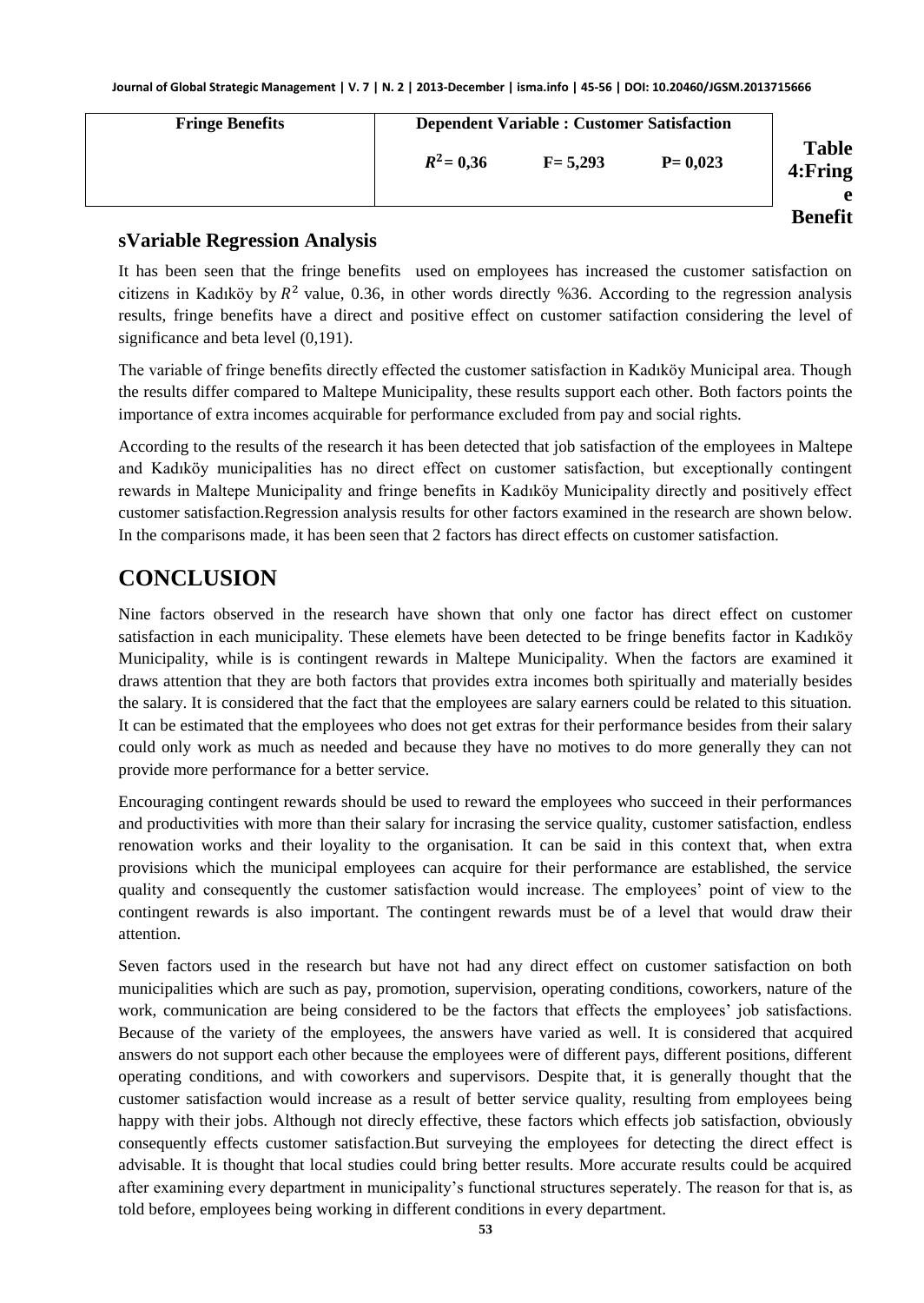| Fringe Benefits | Dependent Variable : Customer Satisfaction | | |
|---|---|---|---|
| | $R^2$= 0,36 | F= 5,293 | P= 0,023 |

**Table 4:Fringe Benefits Variable Regression Analysis**

It has been seen that the fringe benefits used on employees has increased the customer satisfaction on citizens in Kadıköy by $R^2$ value, 0.36, in other words directly %36. According to the regression analysis results, fringe benefits have a direct and positive effect on customer satifaction considering the level of significance and beta level (0,191).

The variable of fringe benefits directly effected the customer satisfaction in Kadıköy Municipal area. Though the results differ compared to Maltepe Municipality, these results support each other. Both factors points the importance of extra incomes acquirable for performance excluded from pay and social rights.

According to the results of the research it has been detected that job satisfaction of the employees in Maltepe and Kadıköy municipalities has no direct effect on customer satisfaction, but exceptionally contingent rewards in Maltepe Municipality and fringe benefits in Kadıköy Municipality directly and positively effect customer satisfaction.Regression analysis results for other factors examined in the research are shown below. In the comparisons made, it has been seen that 2 factors has direct effects on customer satisfaction.

## CONCLUSION

Nine factors observed in the research have shown that only one factor has direct effect on customer satisfaction in each municipality. These elemets have been detected to be fringe benefits factor in Kadıköy Municipality, while is is contingent rewards in Maltepe Municipality. When the factors are examined it draws attention that they are both factors that provides extra incomes both spiritually and materially besides the salary. It is considered that the fact that the employees are salary earners could be related to this situation. It can be estimated that the employees who does not get extras for their performance besides from their salary could only work as much as needed and because they have no motives to do more generally they can not provide more performance for a better service.

Encouraging contingent rewards should be used to reward the employees who succeed in their performances and productivities with more than their salary for incrasing the service quality, customer satisfaction, endless renowation works and their loyality to the organisation. It can be said in this context that, when extra provisions which the municipal employees can acquire for their performance are established, the service quality and consequently the customer satisfaction would increase. The employees' point of view to the contingent rewards is also important. The contingent rewards must be of a level that would draw their attention.

Seven factors used in the research but have not had any direct effect on customer satisfaction on both municipalities which are such as pay, promotion, supervision, operating conditions, coworkers, nature of the work, communication are being considered to be the factors that effects the employees' job satisfactions. Because of the variety of the employees, the answers have varied as well. It is considered that acquired answers do not support each other because the employees were of different pays, different positions, different operating conditions, and with coworkers and supervisors. Despite that, it is generally thought that the customer satisfaction would increase as a result of better service quality, resulting from employees being happy with their jobs. Although not direcly effective, these factors which effects job satisfaction, obviously consequently effects customer satisfaction.But surveying the employees for detecting the direct effect is advisable. It is thought that local studies could bring better results. More accurate results could be acquired after examining every department in municipality's functional structures seperately. The reason for that is, as told before, employees being working in different conditions in every department.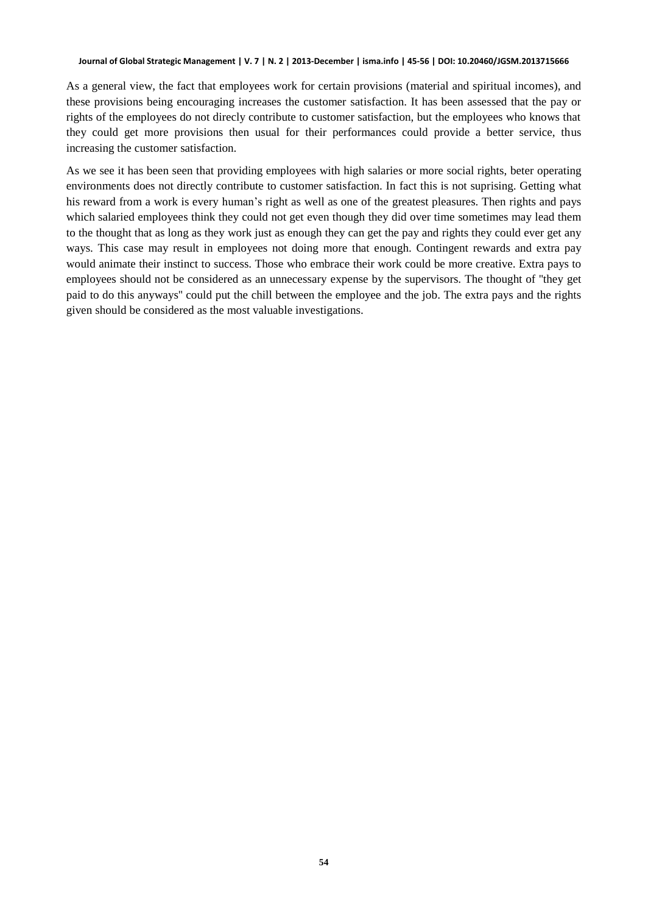As a general view, the fact that employees work for certain provisions (material and spiritual incomes), and these provisions being encouraging increases the customer satisfaction. It has been assessed that the pay or rights of the employees do not direcly contribute to customer satisfaction, but the employees who knows that they could get more provisions then usual for their performances could provide a better service, thus increasing the customer satisfaction.

As we see it has been seen that providing employees with high salaries or more social rights, beter operating environments does not directly contribute to customer satisfaction. In fact this is not suprising. Getting what his reward from a work is every human's right as well as one of the greatest pleasures. Then rights and pays which salaried employees think they could not get even though they did over time sometimes may lead them to the thought that as long as they work just as enough they can get the pay and rights they could ever get any ways. This case may result in employees not doing more that enough. Contingent rewards and extra pay would animate their instinct to success. Those who embrace their work could be more creative. Extra pays to employees should not be considered as an unnecessary expense by the supervisors. The thought of "they get paid to do this anyways" could put the chill between the employee and the job. The extra pays and the rights given should be considered as the most valuable investigations.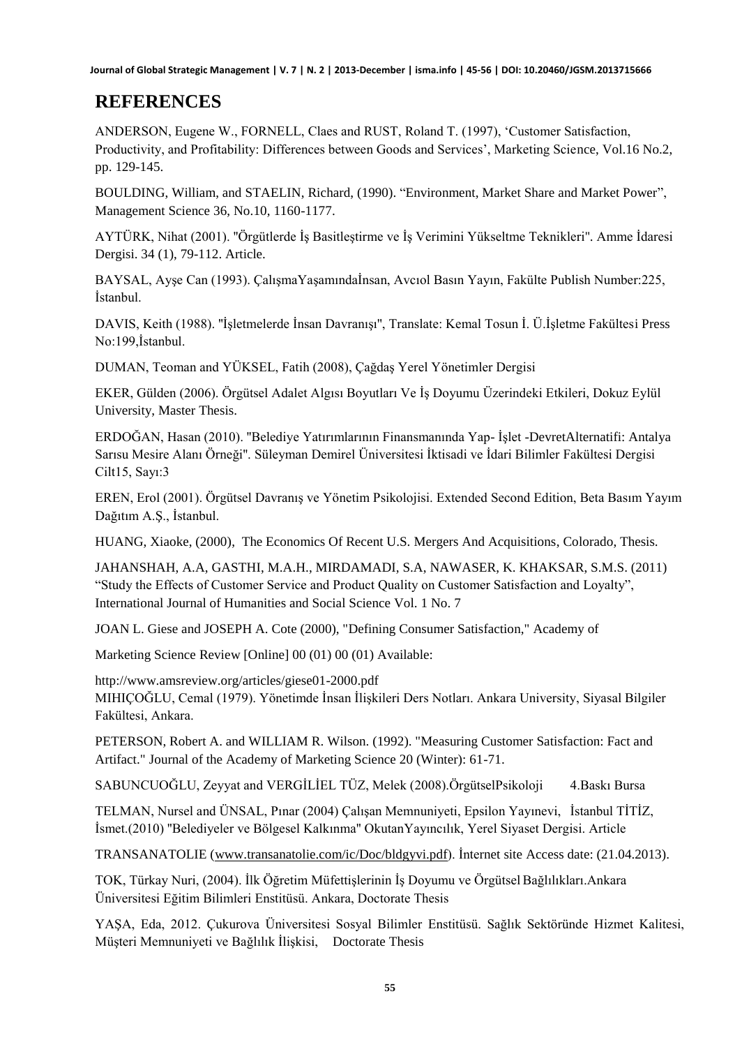# REFERENCES

ANDERSON, Eugene W., FORNELL, Claes and RUST, Roland T. (1997), 'Customer Satisfaction, Productivity, and Profitability: Differences between Goods and Services', Marketing Science, Vol.16 No.2, pp. 129-145.

BOULDING, William, and STAELIN, Richard, (1990). "Environment, Market Share and Market Power", Management Science 36, No.10, 1160-1177.

AYTÜRK, Nihat (2001). "Örgütlerde İş Basitleştirme ve İş Verimini Yükseltme Teknikleri". Amme İdaresi Dergisi. 34 (1), 79-112. Article.

BAYSAL, Ayşe Can (1993). ÇalışmaYaşamındaİnsan, Avcıol Basın Yayın, Fakülte Publish Number:225, İstanbul.

DAVIS, Keith (1988). "İşletmelerde İnsan Davranışı", Translate: Kemal Tosun İ. Ü.İşletme Fakültesi Press No:199,İstanbul.

DUMAN, Teoman and YÜKSEL, Fatih (2008), Çağdaş Yerel Yönetimler Dergisi

EKER, Gülden (2006). Örgütsel Adalet Algısı Boyutları Ve İş Doyumu Üzerindeki Etkileri, Dokuz Eylül University, Master Thesis.

ERDOĞAN, Hasan (2010). "Belediye Yatırımlarının Finansmanında Yap- İşlet -DevretAlternatifi: Antalya Sarısu Mesire Alanı Örneği". Süleyman Demirel Üniversitesi İktisadi ve İdari Bilimler Fakültesi Dergisi Cilt15, Sayı:3

EREN, Erol (2001). Örgütsel Davranış ve Yönetim Psikolojisi. Extended Second Edition, Beta Basım Yayım Dağıtım A.Ş., İstanbul.

HUANG, Xiaoke, (2000), The Economics Of Recent U.S. Mergers And Acquisitions, Colorado, Thesis.

JAHANSHAH, A.A, GASTHI, M.A.H., MIRDAMADI, S.A, NAWASER, K. KHAKSAR, S.M.S. (2011) "Study the Effects of Customer Service and Product Quality on Customer Satisfaction and Loyalty", International Journal of Humanities and Social Science Vol. 1 No. 7

JOAN L. Giese and JOSEPH A. Cote (2000), "Defining Consumer Satisfaction," Academy of

Marketing Science Review [Online] 00 (01) 00 (01) Available:

http://www.amsreview.org/articles/giese01-2000.pdf

MIHIÇOĞLU, Cemal (1979). Yönetimde İnsan İlişkileri Ders Notları. Ankara University, Siyasal Bilgiler Fakültesi, Ankara.

PETERSON, Robert A. and WILLIAM R. Wilson. (1992). "Measuring Customer Satisfaction: Fact and Artifact." Journal of the Academy of Marketing Science 20 (Winter): 61-71.

SABUNCUOĞLU, Zeyyat and VERGİLİEL TÜZ, Melek (2008).ÖrgütselPsikoloji 4.Baskı Bursa

TELMAN, Nursel and ÜNSAL, Pınar (2004) Çalışan Memnuniyeti, Epsilon Yayınevi, İstanbul TİTİZ, İsmet.(2010) "Belediyeler ve Bölgesel Kalkınma" OkutanYayıncılık, Yerel Siyaset Dergisi. Article

TRANSANATOLIE (www.transanatolie.com/ic/Doc/bldgyvi.pdf). İnternet site Access date: (21.04.2013).

TOK, Türkay Nuri, (2004). İlk Öğretim Müfettişlerinin İş Doyumu ve Örgütsel Bağlılıkları.Ankara Üniversitesi Eğitim Bilimleri Enstitüsü. Ankara, Doctorate Thesis

YAŞA, Eda, 2012. Çukurova Üniversitesi Sosyal Bilimler Enstitüsü. Sağlık Sektöründe Hizmet Kalitesi, Müşteri Memnuniyeti ve Bağlılık İlişkisi, Doctorate Thesis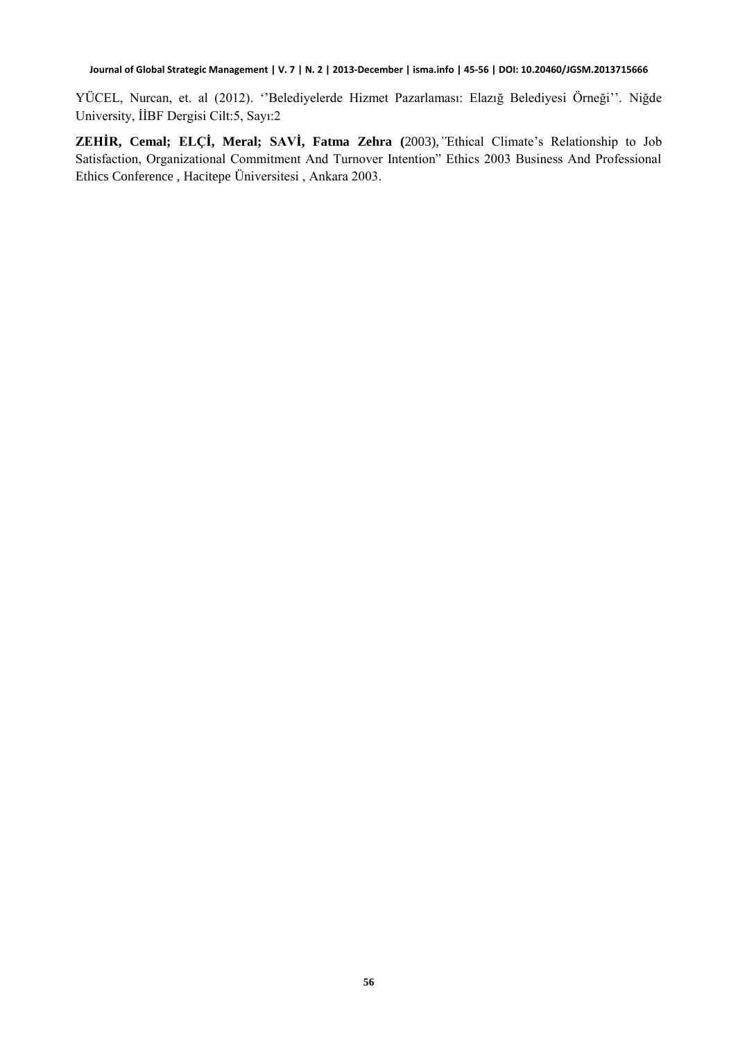YÜCEL, Nurcan, et. al (2012). ''Belediyelerde Hizmet Pazarlaması: Elazığ Belediyesi Örneği''. Niğde University, İİBF Dergisi Cilt:5, Sayı:2

**ZEHİR, Cemal; ELÇİ, Meral; SAVİ, Fatma Zehra (**2003),*"*Ethical Climate's Relationship to Job Satisfaction, Organizational Commitment And Turnover Intention" Ethics 2003 Business And Professional Ethics Conference , Hacitepe Üniversitesi , Ankara 2003.